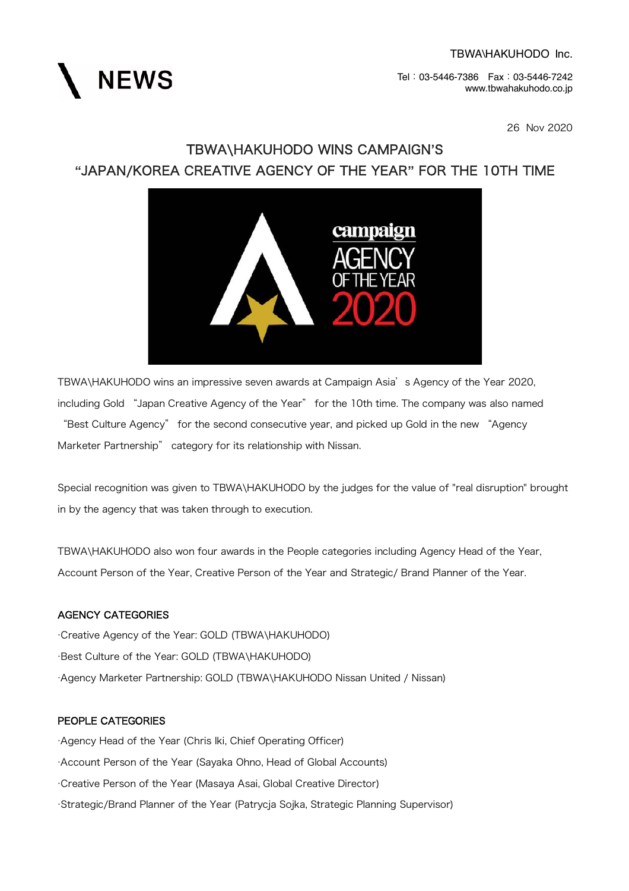\ NEWS

TBWA\HAKUHODO Inc.

Tel：03-5446-7386　Fax：03-5446-7242
www.tbwahakuhodo.co.jp

26 Nov 2020

# TBWA\HAKUHODO WINS CAMPAIGN'S "JAPAN/KOREA CREATIVE AGENCY OF THE YEAR" FOR THE 10TH TIME

TBWA\HAKUHODO wins an impressive seven awards at Campaign Asia's Agency of the Year 2020, including Gold "Japan Creative Agency of the Year" for the 10th time. The company was also named "Best Culture Agency" for the second consecutive year, and picked up Gold in the new "Agency Marketer Partnership" category for its relationship with Nissan.

Special recognition was given to TBWA\HAKUHODO by the judges for the value of "real disruption" brought in by the agency that was taken through to execution.

TBWA\HAKUHODO also won four awards in the People categories including Agency Head of the Year, Account Person of the Year, Creative Person of the Year and Strategic/ Brand Planner of the Year.

### AGENCY CATEGORIES

- Creative Agency of the Year: GOLD (TBWA\HAKUHODO)
- Best Culture of the Year: GOLD (TBWA\HAKUHODO)
- Agency Marketer Partnership: GOLD (TBWA\HAKUHODO Nissan United / Nissan)

### PEOPLE CATEGORIES

- Agency Head of the Year (Chris Iki, Chief Operating Officer)
- Account Person of the Year (Sayaka Ohno, Head of Global Accounts)
- Creative Person of the Year (Masaya Asai, Global Creative Director)
- Strategic/Brand Planner of the Year (Patrycja Sojka, Strategic Planning Supervisor)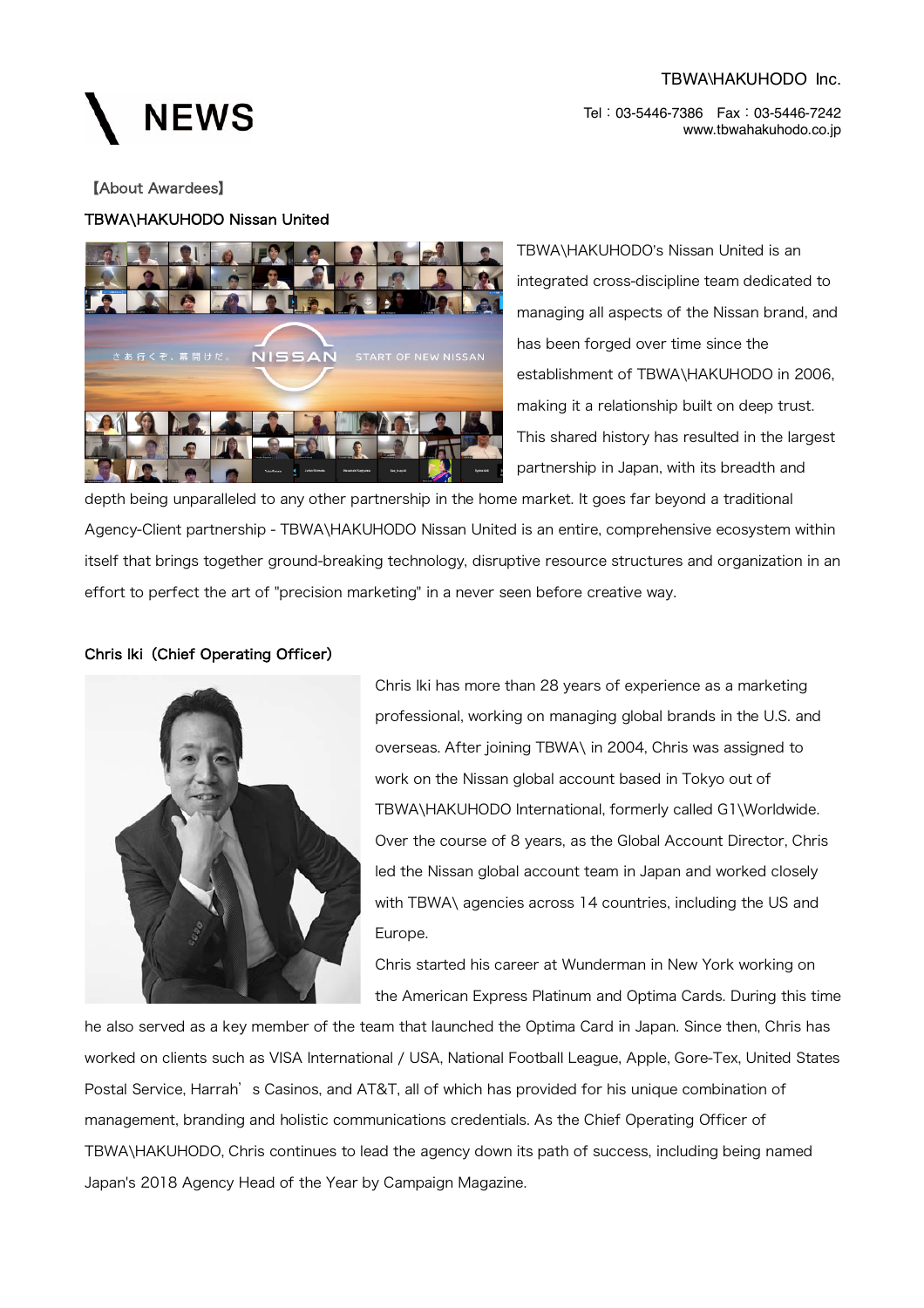TBWA\HAKUHODO Inc.

Tel：03-5446-7386　Fax：03-5446-7242
www.tbwahakuhodo.co.jp

# NEWS

【About Awardees】

## TBWA\HAKUHODO Nissan United

TBWA\HAKUHODO's Nissan United is an integrated cross-discipline team dedicated to managing all aspects of the Nissan brand, and has been forged over time since the establishment of TBWA\HAKUHODO in 2006, making it a relationship built on deep trust. This shared history has resulted in the largest partnership in Japan, with its breadth and depth being unparalleled to any other partnership in the home market. It goes far beyond a traditional Agency-Client partnership - TBWA\HAKUHODO Nissan United is an entire, comprehensive ecosystem within itself that brings together ground-breaking technology, disruptive resource structures and organization in an effort to perfect the art of "precision marketing" in a never seen before creative way.

## Chris Iki（Chief Operating Officer）

Chris Iki has more than 28 years of experience as a marketing professional, working on managing global brands in the U.S. and overseas. After joining TBWA\ in 2004, Chris was assigned to work on the Nissan global account based in Tokyo out of TBWA\HAKUHODO International, formerly called G1\Worldwide. Over the course of 8 years, as the Global Account Director, Chris led the Nissan global account team in Japan and worked closely with TBWA\ agencies across 14 countries, including the US and Europe.

Chris started his career at Wunderman in New York working on the American Express Platinum and Optima Cards. During this time he also served as a key member of the team that launched the Optima Card in Japan. Since then, Chris has worked on clients such as VISA International / USA, National Football League, Apple, Gore-Tex, United States Postal Service, Harrah's Casinos, and AT&T, all of which has provided for his unique combination of management, branding and holistic communications credentials. As the Chief Operating Officer of TBWA\HAKUHODO, Chris continues to lead the agency down its path of success, including being named Japan's 2018 Agency Head of the Year by Campaign Magazine.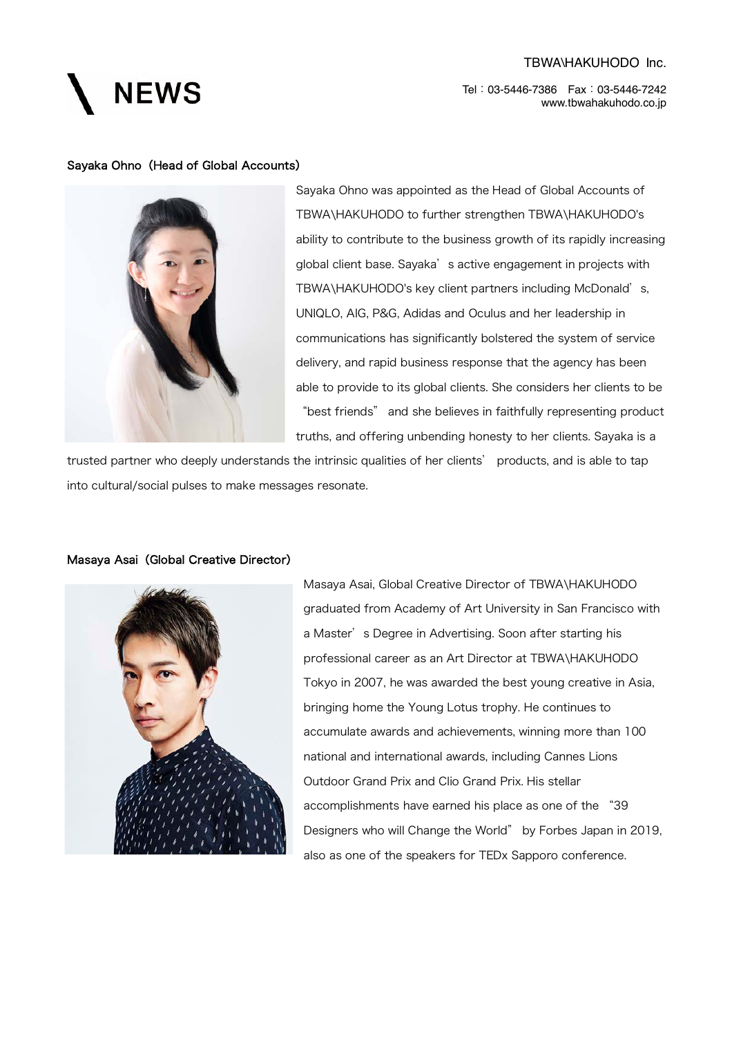## Sayaka Ohno（Head of Global Accounts）

Sayaka Ohno was appointed as the Head of Global Accounts of TBWA\HAKUHODO to further strengthen TBWA\HAKUHODO's ability to contribute to the business growth of its rapidly increasing global client base. Sayaka's active engagement in projects with TBWA\HAKUHODO's key client partners including McDonald's, UNIQLO, AIG, P&G, Adidas and Oculus and her leadership in communications has significantly bolstered the system of service delivery, and rapid business response that the agency has been able to provide to its global clients. She considers her clients to be "best friends" and she believes in faithfully representing product truths, and offering unbending honesty to her clients. Sayaka is a trusted partner who deeply understands the intrinsic qualities of her clients' products, and is able to tap into cultural/social pulses to make messages resonate.

## Masaya Asai（Global Creative Director）

Masaya Asai, Global Creative Director of TBWA\HAKUHODO graduated from Academy of Art University in San Francisco with a Master's Degree in Advertising. Soon after starting his professional career as an Art Director at TBWA\HAKUHODO Tokyo in 2007, he was awarded the best young creative in Asia, bringing home the Young Lotus trophy. He continues to accumulate awards and achievements, winning more than 100 national and international awards, including Cannes Lions Outdoor Grand Prix and Clio Grand Prix. His stellar accomplishments have earned his place as one of the "39 Designers who will Change the World" by Forbes Japan in 2019, also as one of the speakers for TEDx Sapporo conference.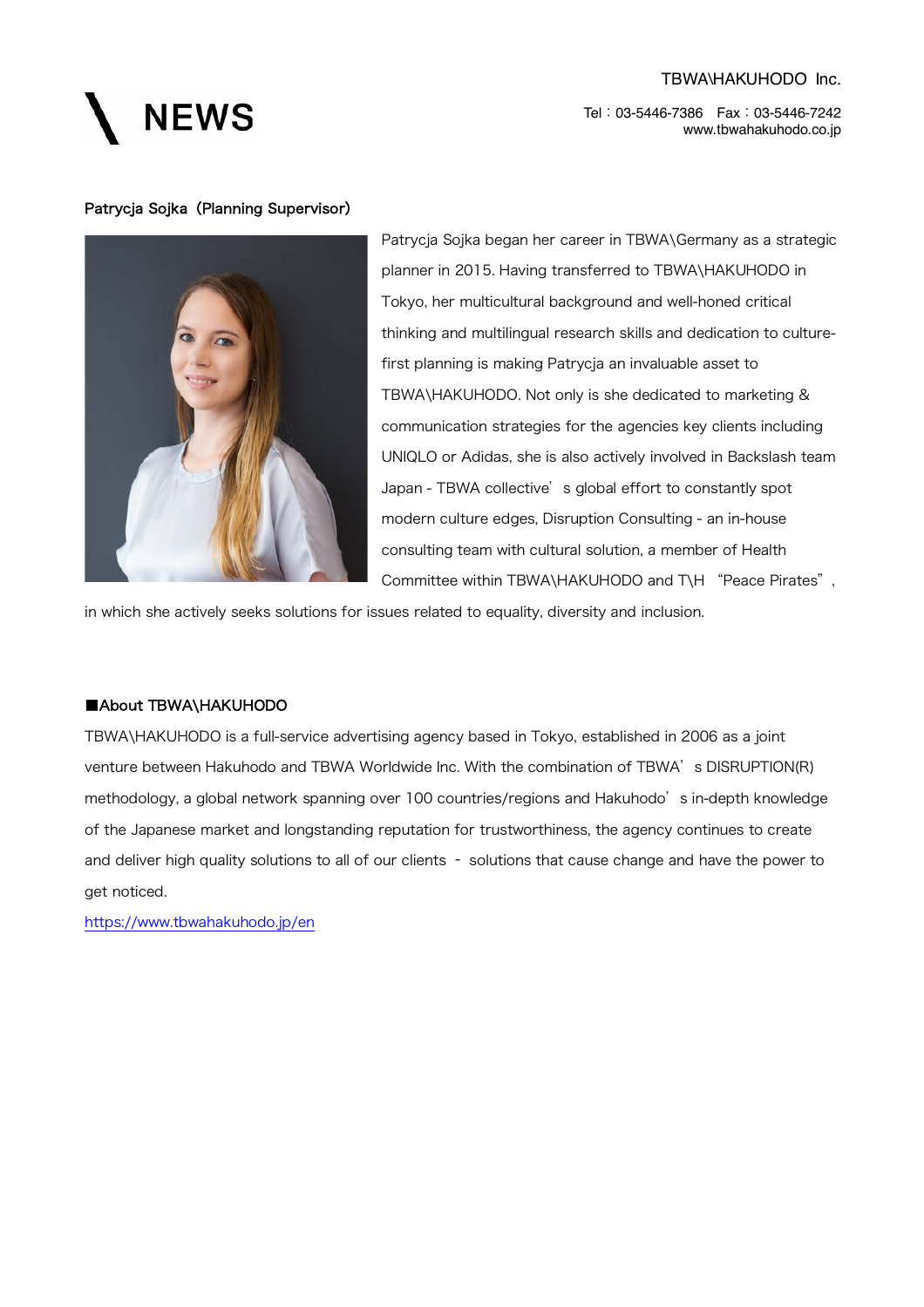Patrycja Sojka（Planning Supervisor）

Patrycja Sojka began her career in TBWA\Germany as a strategic planner in 2015. Having transferred to TBWA\HAKUHODO in Tokyo, her multicultural background and well-honed critical thinking and multilingual research skills and dedication to culture-first planning is making Patrycja an invaluable asset to TBWA\HAKUHODO. Not only is she dedicated to marketing & communication strategies for the agencies key clients including UNIQLO or Adidas, she is also actively involved in Backslash team Japan - TBWA collective's global effort to constantly spot modern culture edges, Disruption Consulting - an in-house consulting team with cultural solution, a member of Health Committee within TBWA\HAKUHODO and T\H "Peace Pirates", in which she actively seeks solutions for issues related to equality, diversity and inclusion.

■About TBWA\HAKUHODO

TBWA\HAKUHODO is a full-service advertising agency based in Tokyo, established in 2006 as a joint venture between Hakuhodo and TBWA Worldwide Inc. With the combination of TBWA's DISRUPTION(R) methodology, a global network spanning over 100 countries/regions and Hakuhodo's in-depth knowledge of the Japanese market and longstanding reputation for trustworthiness, the agency continues to create and deliver high quality solutions to all of our clients - solutions that cause change and have the power to get noticed.

https://www.tbwahakuhodo.jp/en